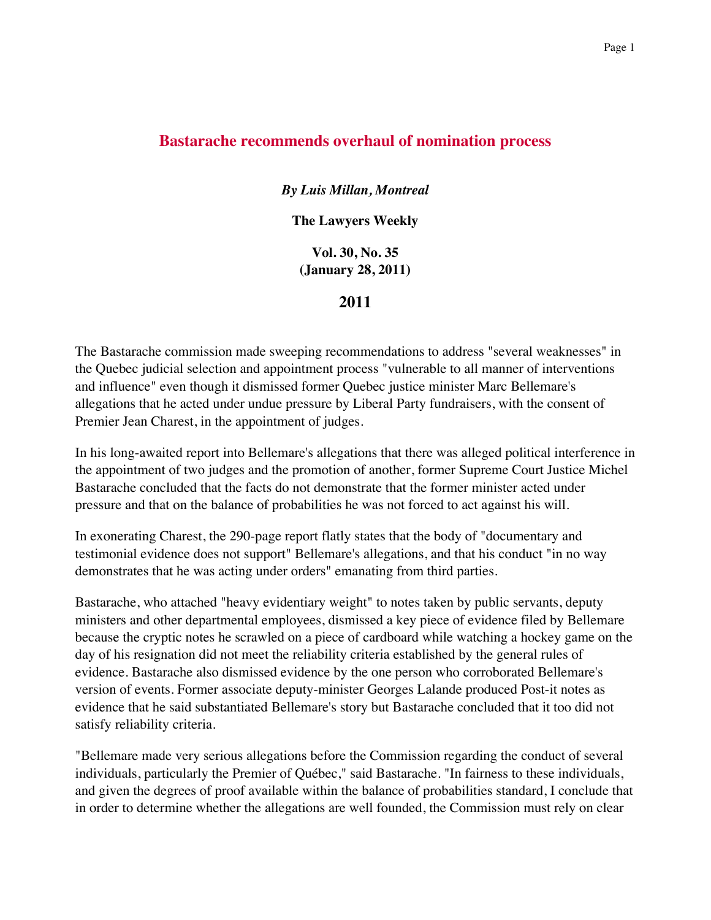## Bastarache recommends overhaul of nomination process

***By Luis Millan, Montreal***

**The Lawyers Weekly**

**Vol. 30, No. 35**
**(January 28, 2011)**

### 2011

The Bastarache commission made sweeping recommendations to address "several weaknesses" in the Quebec judicial selection and appointment process "vulnerable to all manner of interventions and influence" even though it dismissed former Quebec justice minister Marc Bellemare's allegations that he acted under undue pressure by Liberal Party fundraisers, with the consent of Premier Jean Charest, in the appointment of judges.

In his long-awaited report into Bellemare's allegations that there was alleged political interference in the appointment of two judges and the promotion of another, former Supreme Court Justice Michel Bastarache concluded that the facts do not demonstrate that the former minister acted under pressure and that on the balance of probabilities he was not forced to act against his will.

In exonerating Charest, the 290-page report flatly states that the body of "documentary and testimonial evidence does not support" Bellemare's allegations, and that his conduct "in no way demonstrates that he was acting under orders" emanating from third parties.

Bastarache, who attached "heavy evidentiary weight" to notes taken by public servants, deputy ministers and other departmental employees, dismissed a key piece of evidence filed by Bellemare because the cryptic notes he scrawled on a piece of cardboard while watching a hockey game on the day of his resignation did not meet the reliability criteria established by the general rules of evidence. Bastarache also dismissed evidence by the one person who corroborated Bellemare's version of events. Former associate deputy-minister Georges Lalande produced Post-it notes as evidence that he said substantiated Bellemare's story but Bastarache concluded that it too did not satisfy reliability criteria.

"Bellemare made very serious allegations before the Commission regarding the conduct of several individuals, particularly the Premier of Québec," said Bastarache. "In fairness to these individuals, and given the degrees of proof available within the balance of probabilities standard, I conclude that in order to determine whether the allegations are well founded, the Commission must rely on clear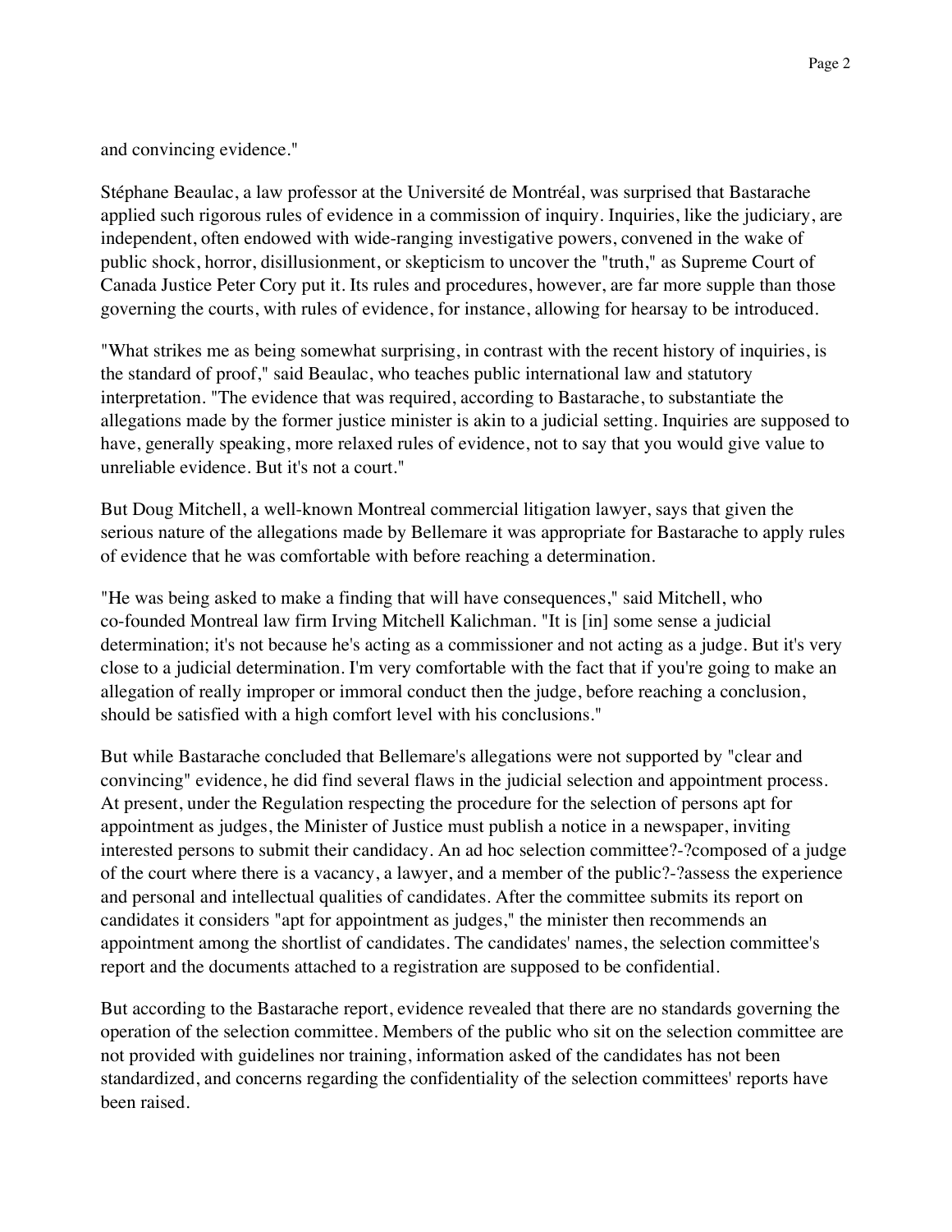and convincing evidence."

Stéphane Beaulac, a law professor at the Université de Montréal, was surprised that Bastarache applied such rigorous rules of evidence in a commission of inquiry. Inquiries, like the judiciary, are independent, often endowed with wide-ranging investigative powers, convened in the wake of public shock, horror, disillusionment, or skepticism to uncover the "truth," as Supreme Court of Canada Justice Peter Cory put it. Its rules and procedures, however, are far more supple than those governing the courts, with rules of evidence, for instance, allowing for hearsay to be introduced.

"What strikes me as being somewhat surprising, in contrast with the recent history of inquiries, is the standard of proof," said Beaulac, who teaches public international law and statutory interpretation. "The evidence that was required, according to Bastarache, to substantiate the allegations made by the former justice minister is akin to a judicial setting. Inquiries are supposed to have, generally speaking, more relaxed rules of evidence, not to say that you would give value to unreliable evidence. But it's not a court."

But Doug Mitchell, a well-known Montreal commercial litigation lawyer, says that given the serious nature of the allegations made by Bellemare it was appropriate for Bastarache to apply rules of evidence that he was comfortable with before reaching a determination.

"He was being asked to make a finding that will have consequences," said Mitchell, who co-founded Montreal law firm Irving Mitchell Kalichman. "It is [in] some sense a judicial determination; it's not because he's acting as a commissioner and not acting as a judge. But it's very close to a judicial determination. I'm very comfortable with the fact that if you're going to make an allegation of really improper or immoral conduct then the judge, before reaching a conclusion, should be satisfied with a high comfort level with his conclusions."

But while Bastarache concluded that Bellemare's allegations were not supported by "clear and convincing" evidence, he did find several flaws in the judicial selection and appointment process. At present, under the Regulation respecting the procedure for the selection of persons apt for appointment as judges, the Minister of Justice must publish a notice in a newspaper, inviting interested persons to submit their candidacy. An ad hoc selection committee?-?composed of a judge of the court where there is a vacancy, a lawyer, and a member of the public?-?assess the experience and personal and intellectual qualities of candidates. After the committee submits its report on candidates it considers "apt for appointment as judges," the minister then recommends an appointment among the shortlist of candidates. The candidates' names, the selection committee's report and the documents attached to a registration are supposed to be confidential.

But according to the Bastarache report, evidence revealed that there are no standards governing the operation of the selection committee. Members of the public who sit on the selection committee are not provided with guidelines nor training, information asked of the candidates has not been standardized, and concerns regarding the confidentiality of the selection committees' reports have been raised.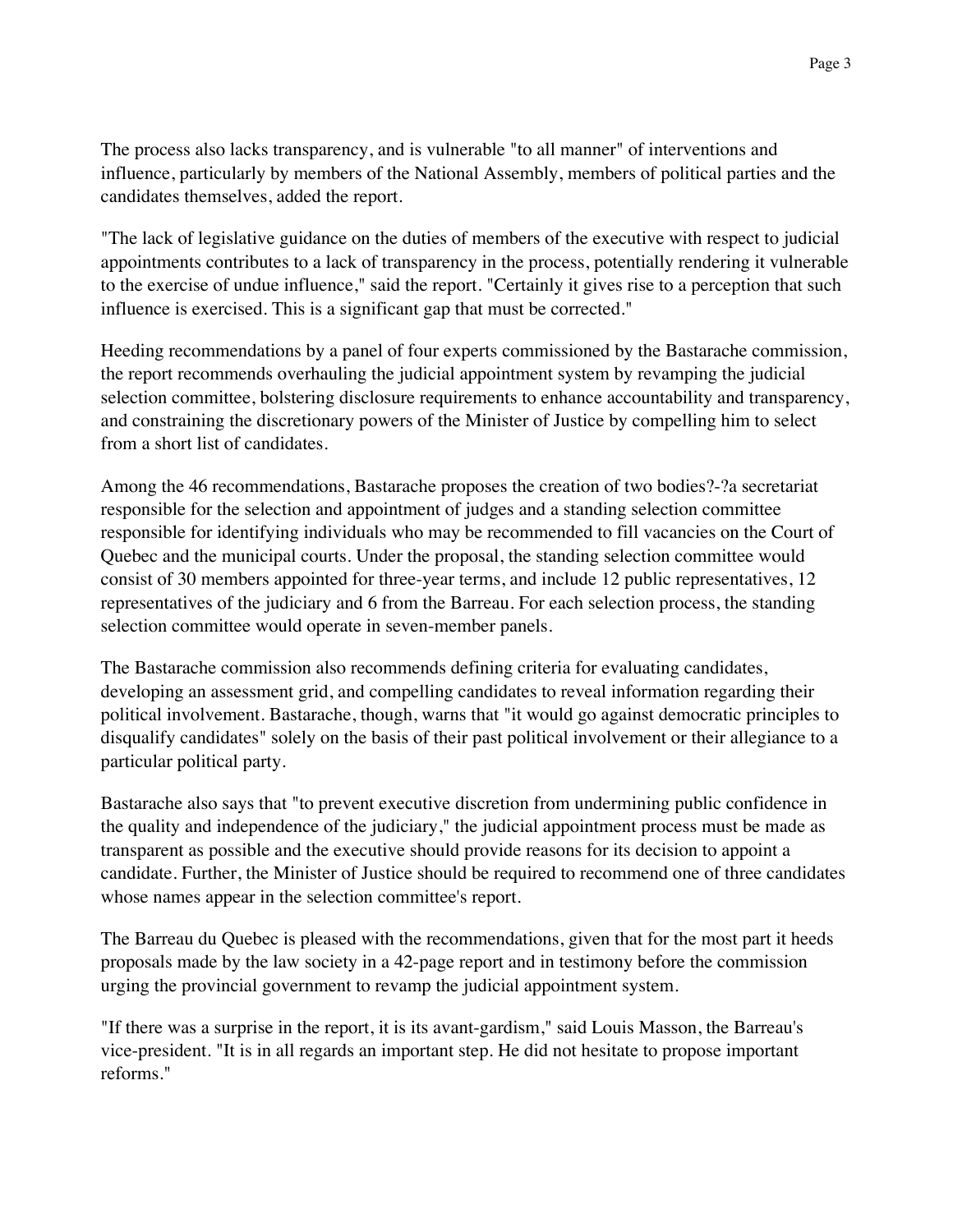The process also lacks transparency, and is vulnerable "to all manner" of interventions and influence, particularly by members of the National Assembly, members of political parties and the candidates themselves, added the report.

"The lack of legislative guidance on the duties of members of the executive with respect to judicial appointments contributes to a lack of transparency in the process, potentially rendering it vulnerable to the exercise of undue influence," said the report. "Certainly it gives rise to a perception that such influence is exercised. This is a significant gap that must be corrected."

Heeding recommendations by a panel of four experts commissioned by the Bastarache commission, the report recommends overhauling the judicial appointment system by revamping the judicial selection committee, bolstering disclosure requirements to enhance accountability and transparency, and constraining the discretionary powers of the Minister of Justice by compelling him to select from a short list of candidates.

Among the 46 recommendations, Bastarache proposes the creation of two bodies?-?a secretariat responsible for the selection and appointment of judges and a standing selection committee responsible for identifying individuals who may be recommended to fill vacancies on the Court of Quebec and the municipal courts. Under the proposal, the standing selection committee would consist of 30 members appointed for three-year terms, and include 12 public representatives, 12 representatives of the judiciary and 6 from the Barreau. For each selection process, the standing selection committee would operate in seven-member panels.

The Bastarache commission also recommends defining criteria for evaluating candidates, developing an assessment grid, and compelling candidates to reveal information regarding their political involvement. Bastarache, though, warns that "it would go against democratic principles to disqualify candidates" solely on the basis of their past political involvement or their allegiance to a particular political party.

Bastarache also says that "to prevent executive discretion from undermining public confidence in the quality and independence of the judiciary," the judicial appointment process must be made as transparent as possible and the executive should provide reasons for its decision to appoint a candidate. Further, the Minister of Justice should be required to recommend one of three candidates whose names appear in the selection committee's report.

The Barreau du Quebec is pleased with the recommendations, given that for the most part it heeds proposals made by the law society in a 42-page report and in testimony before the commission urging the provincial government to revamp the judicial appointment system.

"If there was a surprise in the report, it is its avant-gardism," said Louis Masson, the Barreau's vice-president. "It is in all regards an important step. He did not hesitate to propose important reforms."